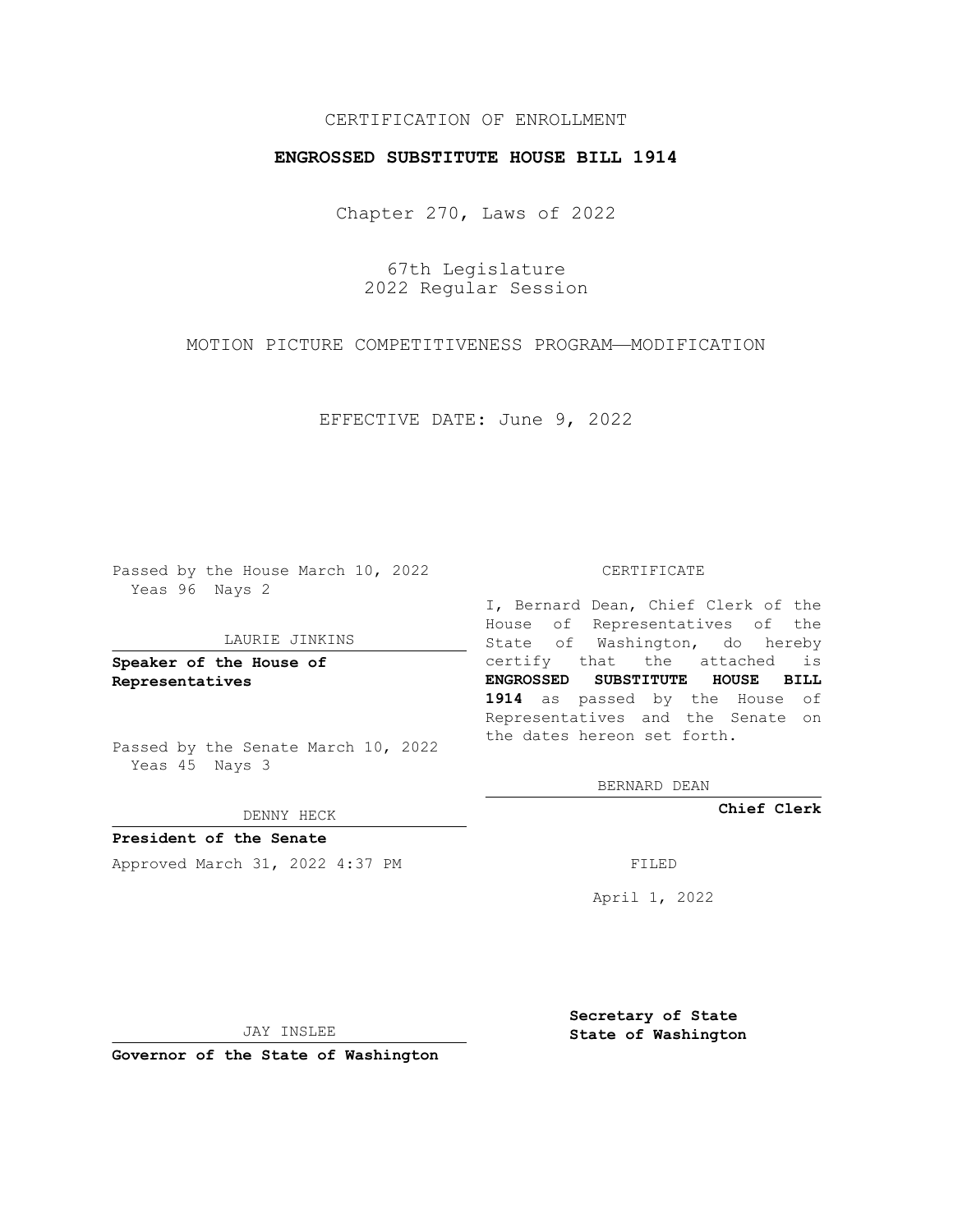CERTIFICATION OF ENROLLMENT

**ENGROSSED SUBSTITUTE HOUSE BILL 1914**

Chapter 270, Laws of 2022

67th Legislature
2022 Regular Session

MOTION PICTURE COMPETITIVENESS PROGRAM—MODIFICATION

EFFECTIVE DATE: June 9, 2022

Passed by the House March 10, 2022
Yeas 96 Nays 2

LAURIE JINKINS

**Speaker of the House of Representatives**

Passed by the Senate March 10, 2022
Yeas 45 Nays 3

DENNY HECK

**President of the Senate**

Approved March 31, 2022 4:37 PM

JAY INSLEE

**Governor of the State of Washington**

CERTIFICATE

I, Bernard Dean, Chief Clerk of the House of Representatives of the State of Washington, do hereby certify that the attached is **ENGROSSED SUBSTITUTE HOUSE BILL 1914** as passed by the House of Representatives and the Senate on the dates hereon set forth.

BERNARD DEAN

**Chief Clerk**

FILED

April 1, 2022

**Secretary of State**
**State of Washington**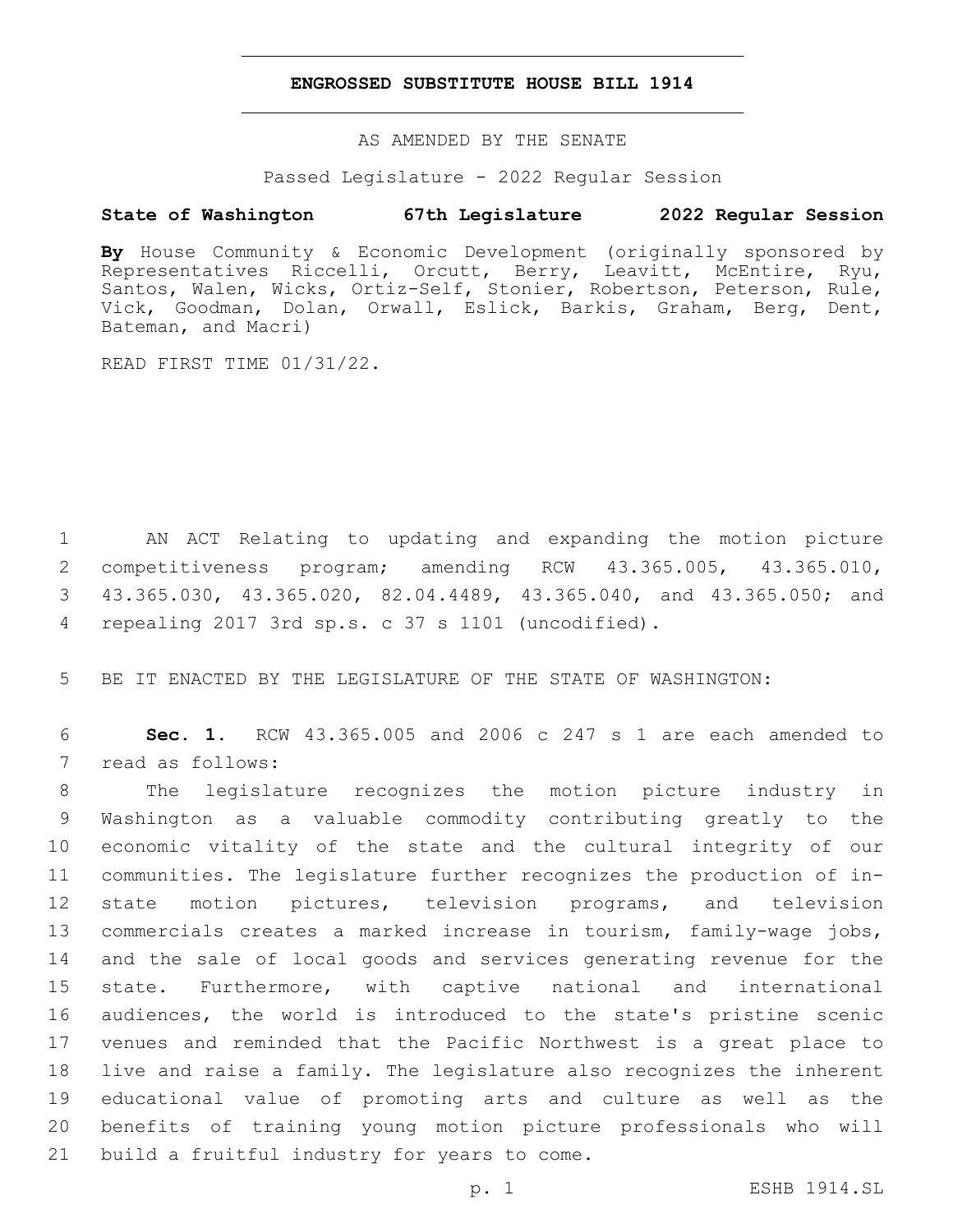# ENGROSSED SUBSTITUTE HOUSE BILL 1914

AS AMENDED BY THE SENATE

Passed Legislature - 2022 Regular Session

**State of Washington 67th Legislature 2022 Regular Session**

**By** House Community & Economic Development (originally sponsored by Representatives Riccelli, Orcutt, Berry, Leavitt, McEntire, Ryu, Santos, Walen, Wicks, Ortiz-Self, Stonier, Robertson, Peterson, Rule, Vick, Goodman, Dolan, Orwall, Eslick, Barkis, Graham, Berg, Dent, Bateman, and Macri)

READ FIRST TIME 01/31/22.

1 AN ACT Relating to updating and expanding the motion picture 2 competitiveness program; amending RCW 43.365.005, 43.365.010, 3 43.365.030, 43.365.020, 82.04.4489, 43.365.040, and 43.365.050; and 4 repealing 2017 3rd sp.s. c 37 s 1101 (uncodified).

5 BE IT ENACTED BY THE LEGISLATURE OF THE STATE OF WASHINGTON:

6 **Sec. 1.** RCW 43.365.005 and 2006 c 247 s 1 are each amended to 7 read as follows:

8 The legislature recognizes the motion picture industry in 9 Washington as a valuable commodity contributing greatly to the 10 economic vitality of the state and the cultural integrity of our 11 communities. The legislature further recognizes the production of in-12 state motion pictures, television programs, and television 13 commercials creates a marked increase in tourism, family-wage jobs, 14 and the sale of local goods and services generating revenue for the 15 state. Furthermore, with captive national and international 16 audiences, the world is introduced to the state's pristine scenic 17 venues and reminded that the Pacific Northwest is a great place to 18 live and raise a family. The legislature also recognizes the inherent 19 educational value of promoting arts and culture as well as the 20 benefits of training young motion picture professionals who will 21 build a fruitful industry for years to come.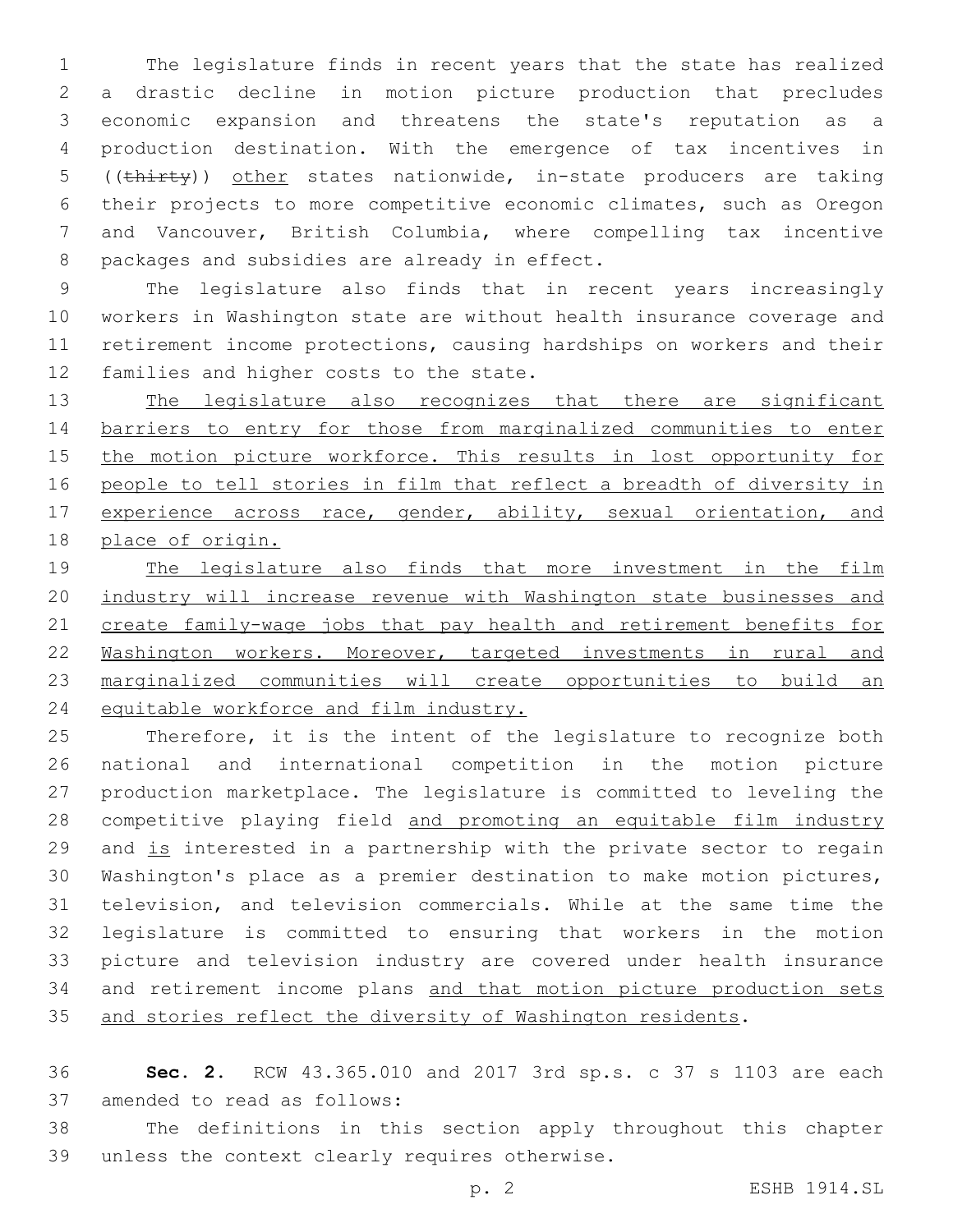The legislature finds in recent years that the state has realized a drastic decline in motion picture production that precludes economic expansion and threatens the state's reputation as a production destination. With the emergence of tax incentives in ((~~thirty~~)) <u>other</u> states nationwide, in-state producers are taking their projects to more competitive economic climates, such as Oregon and Vancouver, British Columbia, where compelling tax incentive packages and subsidies are already in effect.

The legislature also finds that in recent years increasingly workers in Washington state are without health insurance coverage and retirement income protections, causing hardships on workers and their families and higher costs to the state.

<u>The legislature also recognizes that there are significant barriers to entry for those from marginalized communities to enter the motion picture workforce. This results in lost opportunity for people to tell stories in film that reflect a breadth of diversity in experience across race, gender, ability, sexual orientation, and place of origin.</u>

<u>The legislature also finds that more investment in the film industry will increase revenue with Washington state businesses and create family-wage jobs that pay health and retirement benefits for Washington workers. Moreover, targeted investments in rural and marginalized communities will create opportunities to build an equitable workforce and film industry.</u>

Therefore, it is the intent of the legislature to recognize both national and international competition in the motion picture production marketplace. The legislature is committed to leveling the competitive playing field <u>and promoting an equitable film industry</u> and <u>is</u> interested in a partnership with the private sector to regain Washington's place as a premier destination to make motion pictures, television, and television commercials. While at the same time the legislature is committed to ensuring that workers in the motion picture and television industry are covered under health insurance and retirement income plans <u>and that motion picture production sets and stories reflect the diversity of Washington residents</u>.

**Sec. 2.** RCW 43.365.010 and 2017 3rd sp.s. c 37 s 1103 are each amended to read as follows:

The definitions in this section apply throughout this chapter unless the context clearly requires otherwise.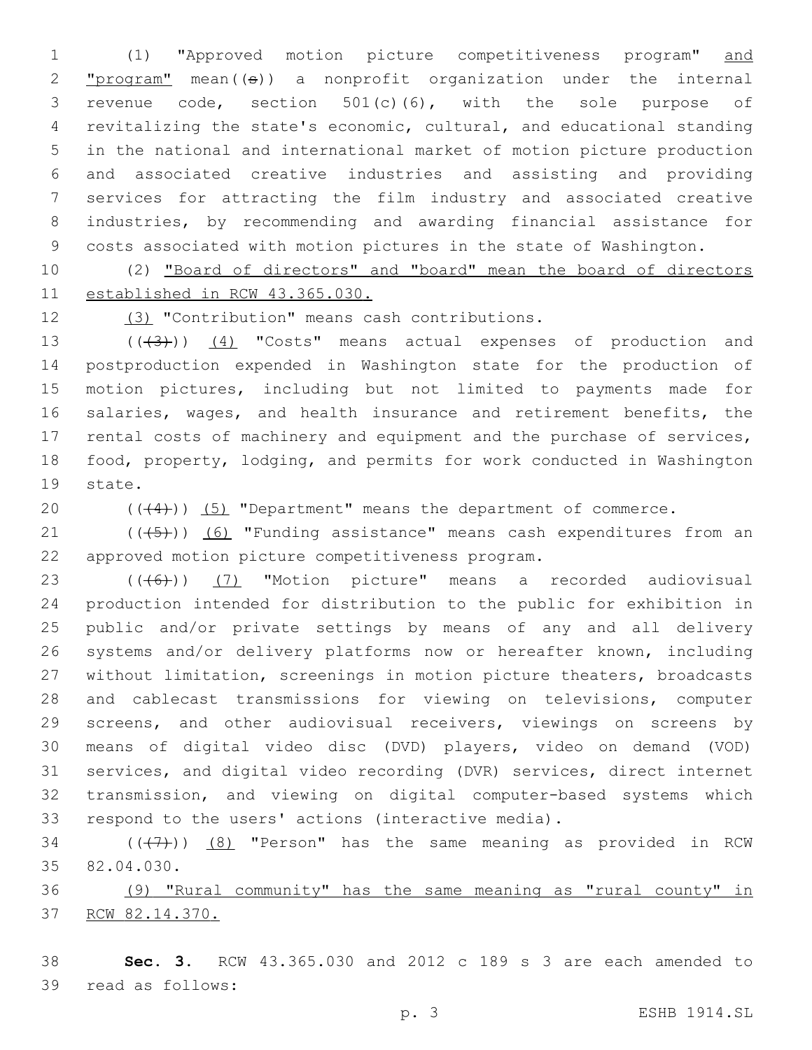(1) "Approved motion picture competitiveness program" and "program" mean((s)) a nonprofit organization under the internal revenue code, section 501(c)(6), with the sole purpose of revitalizing the state's economic, cultural, and educational standing in the national and international market of motion picture production and associated creative industries and assisting and providing services for attracting the film industry and associated creative industries, by recommending and awarding financial assistance for costs associated with motion pictures in the state of Washington.

(2) "Board of directors" and "board" mean the board of directors established in RCW 43.365.030.

(3) "Contribution" means cash contributions.

(((3))) (4) "Costs" means actual expenses of production and postproduction expended in Washington state for the production of motion pictures, including but not limited to payments made for salaries, wages, and health insurance and retirement benefits, the rental costs of machinery and equipment and the purchase of services, food, property, lodging, and permits for work conducted in Washington state.

(((4))) (5) "Department" means the department of commerce.

(((5))) (6) "Funding assistance" means cash expenditures from an approved motion picture competitiveness program.

(((6))) (7) "Motion picture" means a recorded audiovisual production intended for distribution to the public for exhibition in public and/or private settings by means of any and all delivery systems and/or delivery platforms now or hereafter known, including without limitation, screenings in motion picture theaters, broadcasts and cablecast transmissions for viewing on televisions, computer screens, and other audiovisual receivers, viewings on screens by means of digital video disc (DVD) players, video on demand (VOD) services, and digital video recording (DVR) services, direct internet transmission, and viewing on digital computer-based systems which respond to the users' actions (interactive media).

(((7))) (8) "Person" has the same meaning as provided in RCW 82.04.030.

(9) "Rural community" has the same meaning as "rural county" in RCW 82.14.370.

**Sec. 3.** RCW 43.365.030 and 2012 c 189 s 3 are each amended to read as follows: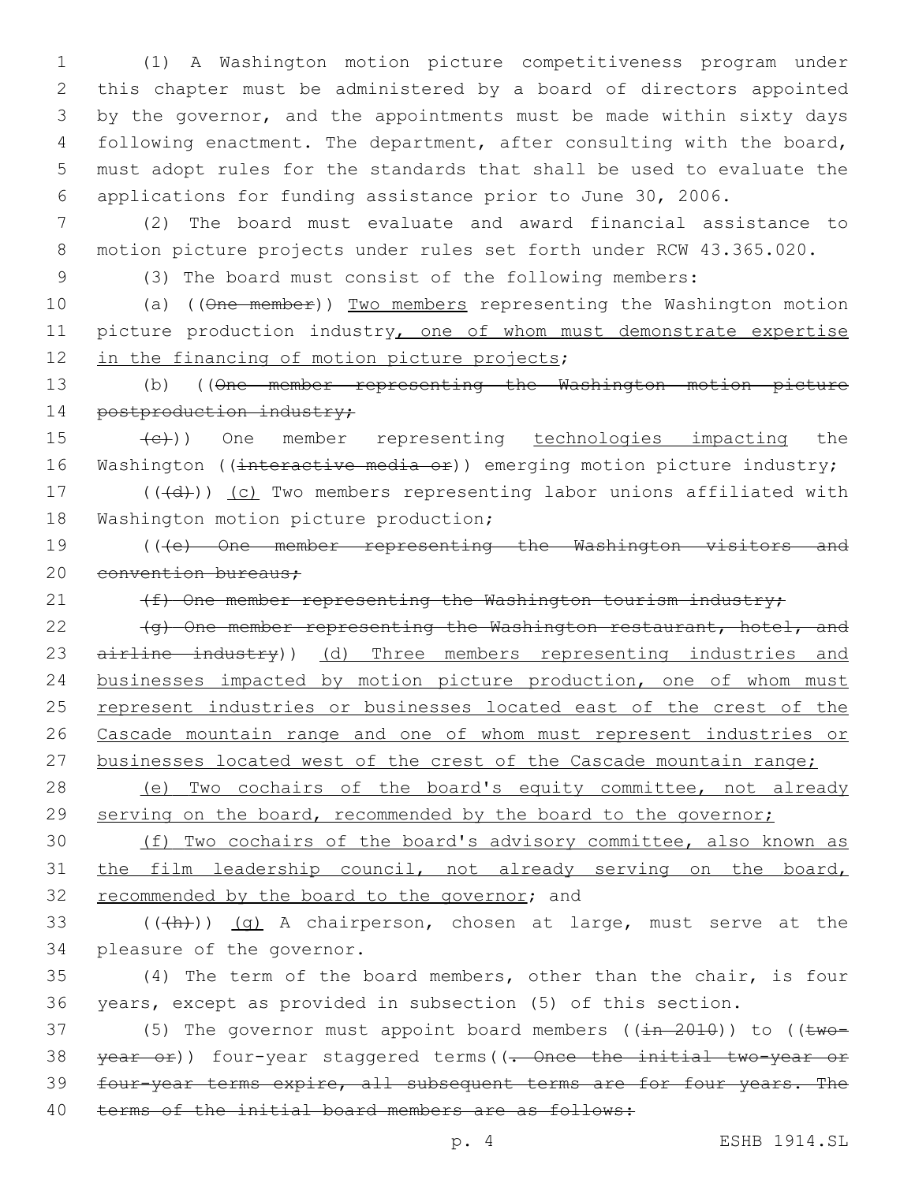(1) A Washington motion picture competitiveness program under this chapter must be administered by a board of directors appointed by the governor, and the appointments must be made within sixty days following enactment. The department, after consulting with the board, must adopt rules for the standards that shall be used to evaluate the applications for funding assistance prior to June 30, 2006.

(2) The board must evaluate and award financial assistance to motion picture projects under rules set forth under RCW 43.365.020.

(3) The board must consist of the following members:

(a) ((~~One member~~)) <u>Two members</u> representing the Washington motion picture production industry<u>, one of whom must demonstrate expertise in the financing of motion picture projects</u>;

(b) ((~~One member representing the Washington motion picture postproduction industry;~~

~~(c)~~)) One member representing <u>technologies impacting</u> the Washington ((~~interactive media or~~)) emerging motion picture industry;

((~~(d)~~)) <u>(c)</u> Two members representing labor unions affiliated with Washington motion picture production;

((~~(e) One member representing the Washington visitors and convention bureaus;~~

~~(f) One member representing the Washington tourism industry;~~

~~(g) One member representing the Washington restaurant, hotel, and airline industry~~)) <u>(d) Three members representing industries and businesses impacted by motion picture production, one of whom must represent industries or businesses located east of the crest of the Cascade mountain range and one of whom must represent industries or businesses located west of the crest of the Cascade mountain range;</u>

<u>(e) Two cochairs of the board's equity committee, not already serving on the board, recommended by the board to the governor;</u>

<u>(f) Two cochairs of the board's advisory committee, also known as the film leadership council, not already serving on the board, recommended by the board to the governor</u>; and

((~~(h)~~)) <u>(g)</u> A chairperson, chosen at large, must serve at the pleasure of the governor.

(4) The term of the board members, other than the chair, is four years, except as provided in subsection (5) of this section.

(5) The governor must appoint board members ((~~in 2010~~)) to ((~~two-year or~~)) four-year staggered terms((~~. Once the initial two-year or four-year terms expire, all subsequent terms are for four years. The terms of the initial board members are as follows:~~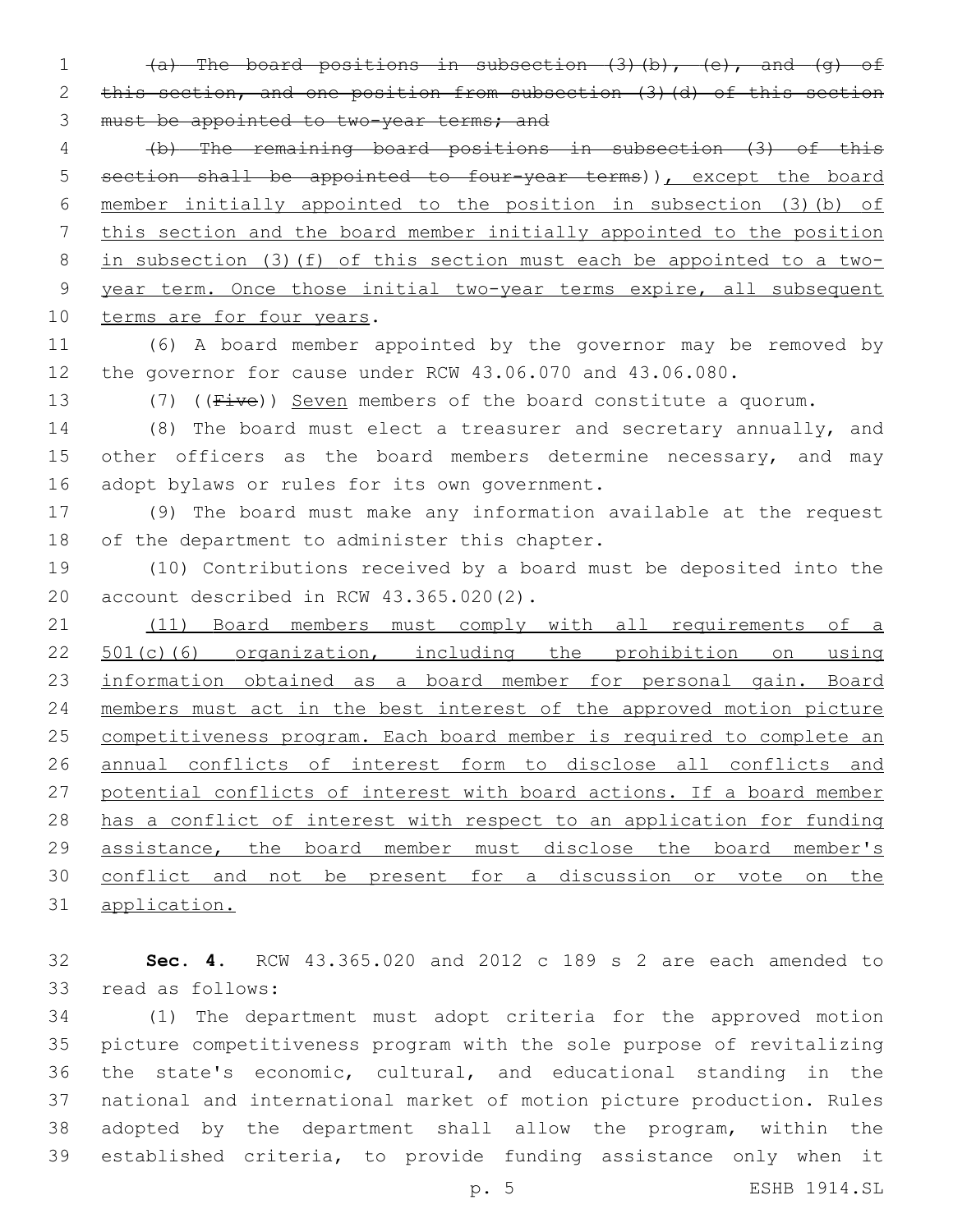~~(a) The board positions in subsection (3)(b), (e), and (g) of this section, and one position from subsection (3)(d) of this section must be appointed to two-year terms; and~~

~~(b) The remaining board positions in subsection (3) of this section shall be appointed to four-year terms~~)), except the board member initially appointed to the position in subsection (3)(b) of this section and the board member initially appointed to the position in subsection (3)(f) of this section must each be appointed to a two-year term. Once those initial two-year terms expire, all subsequent terms are for four years.

(6) A board member appointed by the governor may be removed by the governor for cause under RCW 43.06.070 and 43.06.080.

(7) ((~~Five~~)) Seven members of the board constitute a quorum.

(8) The board must elect a treasurer and secretary annually, and other officers as the board members determine necessary, and may adopt bylaws or rules for its own government.

(9) The board must make any information available at the request of the department to administer this chapter.

(10) Contributions received by a board must be deposited into the account described in RCW 43.365.020(2).

(11) Board members must comply with all requirements of a 501(c)(6) organization, including the prohibition on using information obtained as a board member for personal gain. Board members must act in the best interest of the approved motion picture competitiveness program. Each board member is required to complete an annual conflicts of interest form to disclose all conflicts and potential conflicts of interest with board actions. If a board member has a conflict of interest with respect to an application for funding assistance, the board member must disclose the board member's conflict and not be present for a discussion or vote on the application.

**Sec. 4.** RCW 43.365.020 and 2012 c 189 s 2 are each amended to read as follows:

(1) The department must adopt criteria for the approved motion picture competitiveness program with the sole purpose of revitalizing the state's economic, cultural, and educational standing in the national and international market of motion picture production. Rules adopted by the department shall allow the program, within the established criteria, to provide funding assistance only when it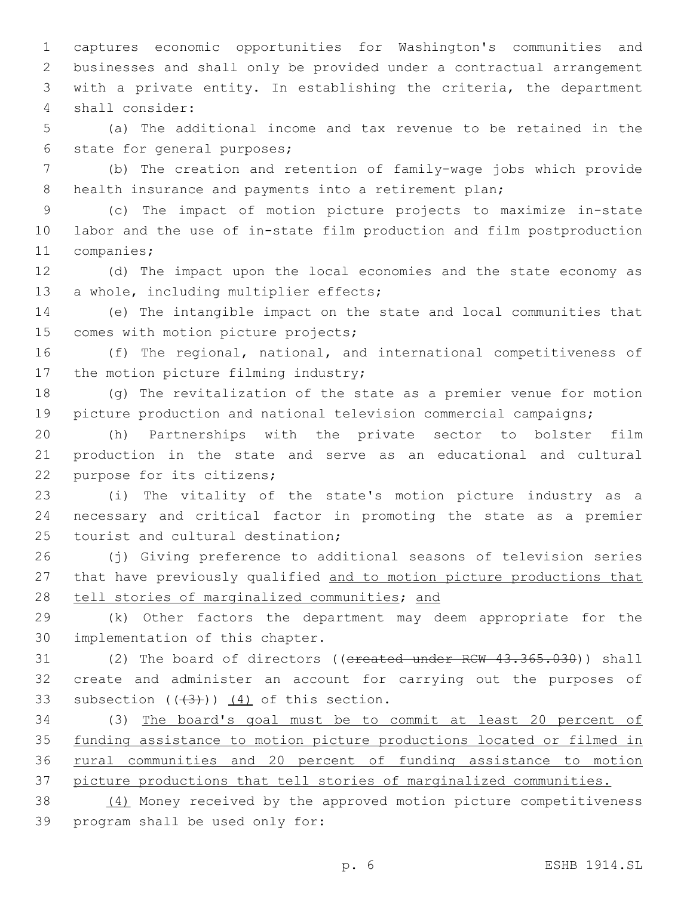captures economic opportunities for Washington's communities and businesses and shall only be provided under a contractual arrangement with a private entity. In establishing the criteria, the department shall consider:

(a) The additional income and tax revenue to be retained in the state for general purposes;

(b) The creation and retention of family-wage jobs which provide health insurance and payments into a retirement plan;

(c) The impact of motion picture projects to maximize in-state labor and the use of in-state film production and film postproduction companies;

(d) The impact upon the local economies and the state economy as a whole, including multiplier effects;

(e) The intangible impact on the state and local communities that comes with motion picture projects;

(f) The regional, national, and international competitiveness of the motion picture filming industry;

(g) The revitalization of the state as a premier venue for motion picture production and national television commercial campaigns;

(h) Partnerships with the private sector to bolster film production in the state and serve as an educational and cultural purpose for its citizens;

(i) The vitality of the state's motion picture industry as a necessary and critical factor in promoting the state as a premier tourist and cultural destination;

(j) Giving preference to additional seasons of television series that have previously qualified and to motion picture productions that tell stories of marginalized communities; and

(k) Other factors the department may deem appropriate for the implementation of this chapter.

(2) The board of directors ((~~created under RCW 43.365.030~~)) shall create and administer an account for carrying out the purposes of subsection ((~~(3)~~)) (4) of this section.

(3) The board's goal must be to commit at least 20 percent of funding assistance to motion picture productions located or filmed in rural communities and 20 percent of funding assistance to motion picture productions that tell stories of marginalized communities.

(4) Money received by the approved motion picture competitiveness program shall be used only for: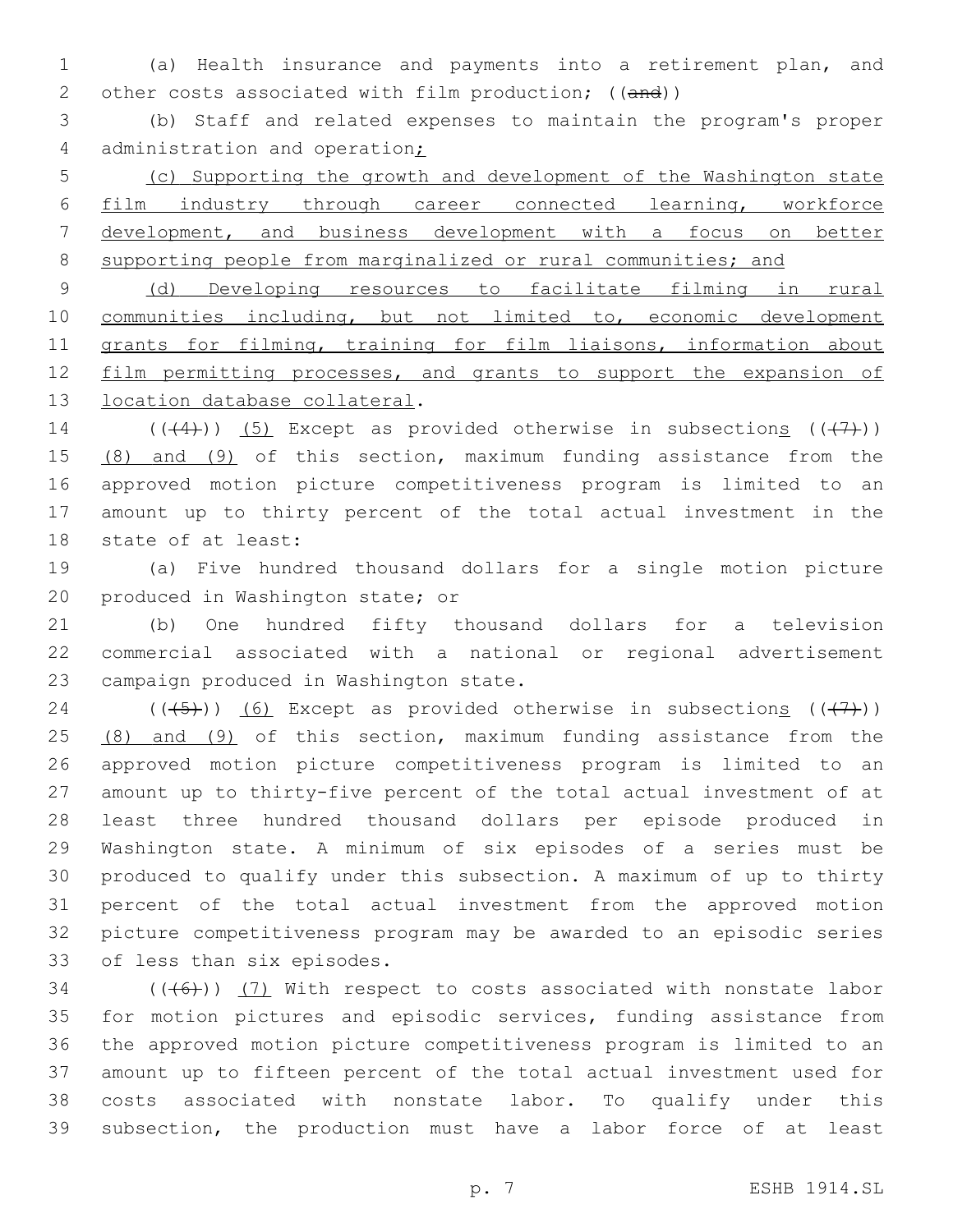(a) Health insurance and payments into a retirement plan, and other costs associated with film production; ((~~and~~))

(b) Staff and related expenses to maintain the program's proper administration and operation<u>;</u>

<u>(c) Supporting the growth and development of the Washington state film industry through career connected learning, workforce development, and business development with a focus on better supporting people from marginalized or rural communities; and</u>

<u>(d) Developing resources to facilitate filming in rural communities including, but not limited to, economic development grants for filming, training for film liaisons, information about film permitting processes, and grants to support the expansion of location database collateral</u>.

((~~(4)~~)) <u>(5)</u> Except as provided otherwise in subsection<u>s</u> ((~~(7)~~)) <u>(8) and (9)</u> of this section, maximum funding assistance from the approved motion picture competitiveness program is limited to an amount up to thirty percent of the total actual investment in the state of at least:

(a) Five hundred thousand dollars for a single motion picture produced in Washington state; or

(b) One hundred fifty thousand dollars for a television commercial associated with a national or regional advertisement campaign produced in Washington state.

((~~(5)~~)) <u>(6)</u> Except as provided otherwise in subsection<u>s</u> ((~~(7)~~)) <u>(8) and (9)</u> of this section, maximum funding assistance from the approved motion picture competitiveness program is limited to an amount up to thirty-five percent of the total actual investment of at least three hundred thousand dollars per episode produced in Washington state. A minimum of six episodes of a series must be produced to qualify under this subsection. A maximum of up to thirty percent of the total actual investment from the approved motion picture competitiveness program may be awarded to an episodic series of less than six episodes.

((~~(6)~~)) <u>(7)</u> With respect to costs associated with nonstate labor for motion pictures and episodic services, funding assistance from the approved motion picture competitiveness program is limited to an amount up to fifteen percent of the total actual investment used for costs associated with nonstate labor. To qualify under this subsection, the production must have a labor force of at least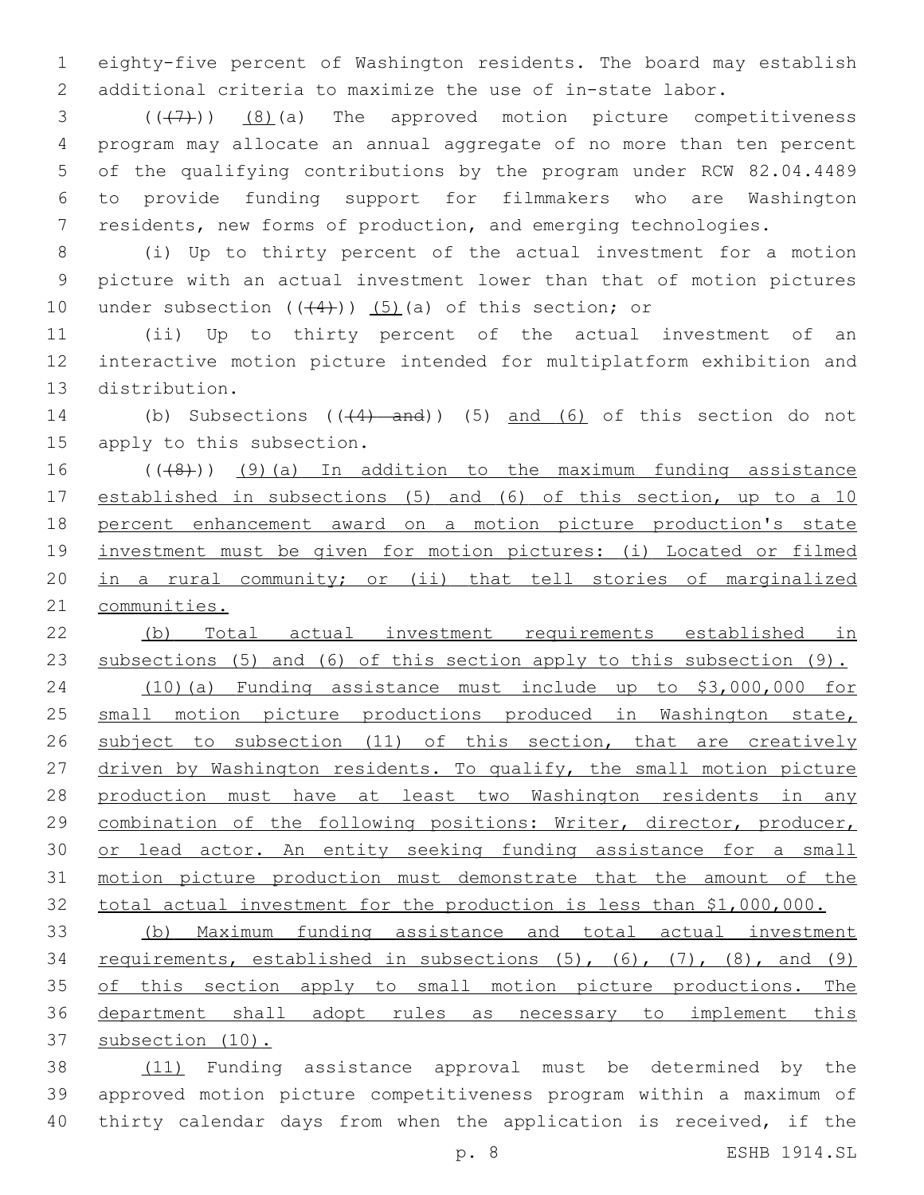eighty-five percent of Washington residents. The board may establish additional criteria to maximize the use of in-state labor.

((~~(7)~~)) <u>(8)</u>(a) The approved motion picture competitiveness program may allocate an annual aggregate of no more than ten percent of the qualifying contributions by the program under RCW 82.04.4489 to provide funding support for filmmakers who are Washington residents, new forms of production, and emerging technologies.

(i) Up to thirty percent of the actual investment for a motion picture with an actual investment lower than that of motion pictures under subsection ((~~(4)~~)) <u>(5)</u>(a) of this section; or

(ii) Up to thirty percent of the actual investment of an interactive motion picture intended for multiplatform exhibition and distribution.

(b) Subsections ((~~(4) and~~)) (5) <u>and (6)</u> of this section do not apply to this subsection.

((~~(8)~~)) <u>(9)(a) In addition to the maximum funding assistance established in subsections (5) and (6) of this section, up to a 10 percent enhancement award on a motion picture production's state investment must be given for motion pictures: (i) Located or filmed in a rural community; or (ii) that tell stories of marginalized communities.</u>

<u>(b) Total actual investment requirements established in subsections (5) and (6) of this section apply to this subsection (9).</u>

<u>(10)(a) Funding assistance must include up to $3,000,000 for small motion picture productions produced in Washington state, subject to subsection (11) of this section, that are creatively driven by Washington residents. To qualify, the small motion picture production must have at least two Washington residents in any combination of the following positions: Writer, director, producer, or lead actor. An entity seeking funding assistance for a small motion picture production must demonstrate that the amount of the total actual investment for the production is less than $1,000,000.</u>

<u>(b) Maximum funding assistance and total actual investment requirements, established in subsections (5), (6), (7), (8), and (9) of this section apply to small motion picture productions. The department shall adopt rules as necessary to implement this subsection (10).</u>

<u>(11)</u> Funding assistance approval must be determined by the approved motion picture competitiveness program within a maximum of thirty calendar days from when the application is received, if the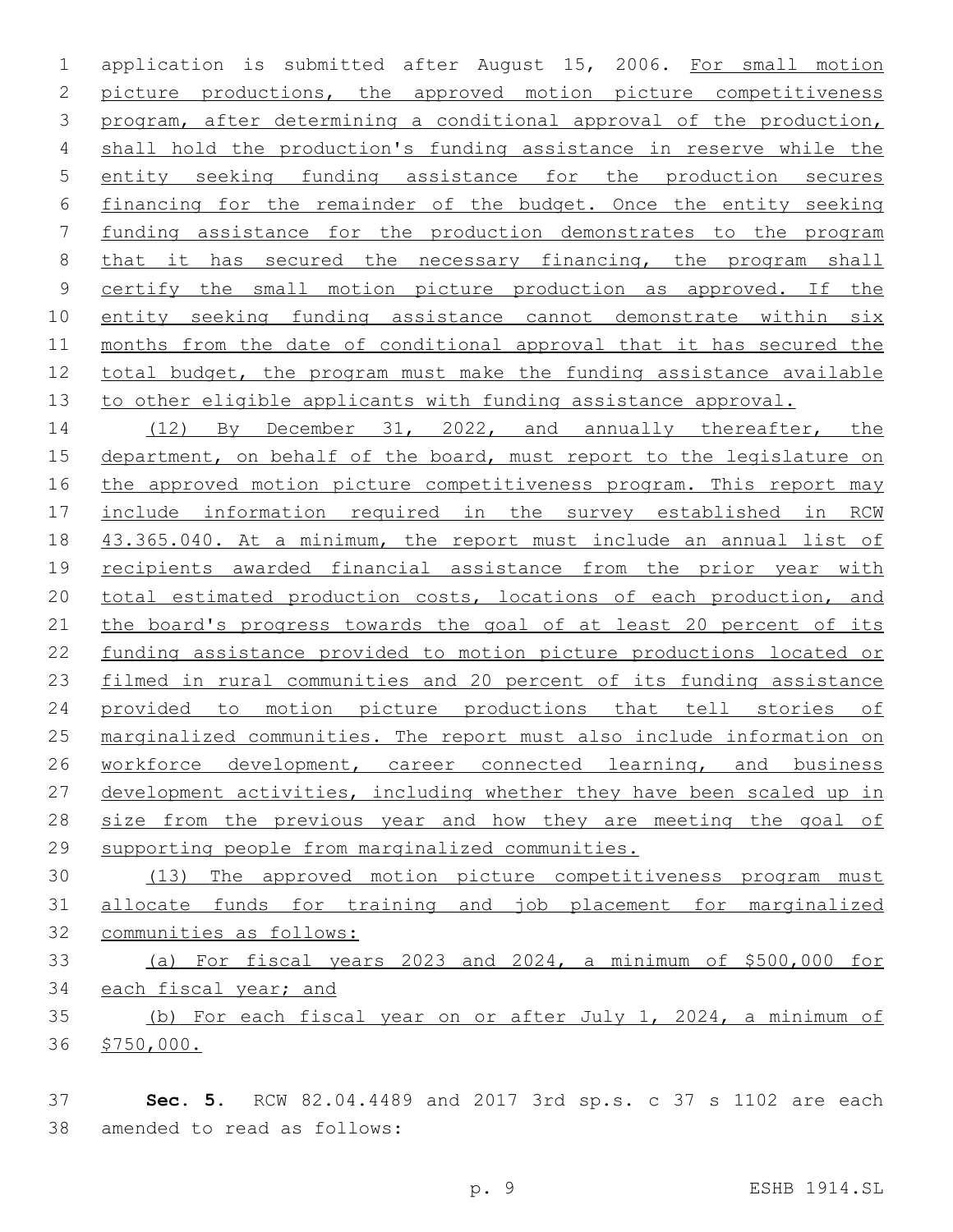application is submitted after August 15, 2006. For small motion picture productions, the approved motion picture competitiveness program, after determining a conditional approval of the production, shall hold the production's funding assistance in reserve while the entity seeking funding assistance for the production secures financing for the remainder of the budget. Once the entity seeking funding assistance for the production demonstrates to the program that it has secured the necessary financing, the program shall certify the small motion picture production as approved. If the entity seeking funding assistance cannot demonstrate within six months from the date of conditional approval that it has secured the total budget, the program must make the funding assistance available to other eligible applicants with funding assistance approval.

(12) By December 31, 2022, and annually thereafter, the department, on behalf of the board, must report to the legislature on the approved motion picture competitiveness program. This report may include information required in the survey established in RCW 43.365.040. At a minimum, the report must include an annual list of recipients awarded financial assistance from the prior year with total estimated production costs, locations of each production, and the board's progress towards the goal of at least 20 percent of its funding assistance provided to motion picture productions located or filmed in rural communities and 20 percent of its funding assistance provided to motion picture productions that tell stories of marginalized communities. The report must also include information on workforce development, career connected learning, and business development activities, including whether they have been scaled up in size from the previous year and how they are meeting the goal of supporting people from marginalized communities.

(13) The approved motion picture competitiveness program must allocate funds for training and job placement for marginalized communities as follows:

(a) For fiscal years 2023 and 2024, a minimum of $500,000 for each fiscal year; and

(b) For each fiscal year on or after July 1, 2024, a minimum of $750,000.

**Sec. 5.** RCW 82.04.4489 and 2017 3rd sp.s. c 37 s 1102 are each amended to read as follows: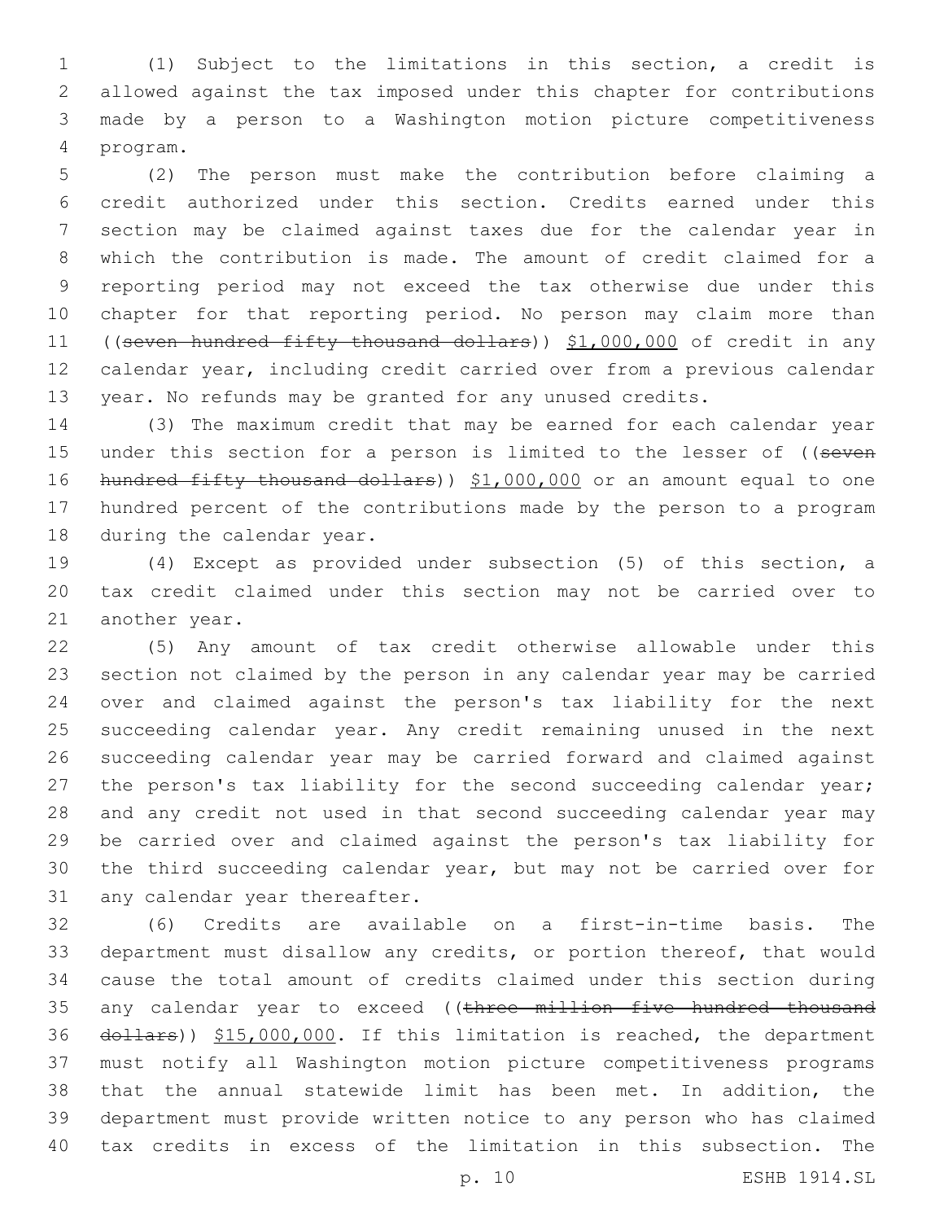(1) Subject to the limitations in this section, a credit is allowed against the tax imposed under this chapter for contributions made by a person to a Washington motion picture competitiveness program.

(2) The person must make the contribution before claiming a credit authorized under this section. Credits earned under this section may be claimed against taxes due for the calendar year in which the contribution is made. The amount of credit claimed for a reporting period may not exceed the tax otherwise due under this chapter for that reporting period. No person may claim more than ((~~seven hundred fifty thousand dollars~~)) $1,000,000 of credit in any calendar year, including credit carried over from a previous calendar year. No refunds may be granted for any unused credits.

(3) The maximum credit that may be earned for each calendar year under this section for a person is limited to the lesser of ((~~seven hundred fifty thousand dollars~~)) $1,000,000 or an amount equal to one hundred percent of the contributions made by the person to a program during the calendar year.

(4) Except as provided under subsection (5) of this section, a tax credit claimed under this section may not be carried over to another year.

(5) Any amount of tax credit otherwise allowable under this section not claimed by the person in any calendar year may be carried over and claimed against the person's tax liability for the next succeeding calendar year. Any credit remaining unused in the next succeeding calendar year may be carried forward and claimed against the person's tax liability for the second succeeding calendar year; and any credit not used in that second succeeding calendar year may be carried over and claimed against the person's tax liability for the third succeeding calendar year, but may not be carried over for any calendar year thereafter.

(6) Credits are available on a first-in-time basis. The department must disallow any credits, or portion thereof, that would cause the total amount of credits claimed under this section during any calendar year to exceed ((~~three million five hundred thousand dollars~~)) $15,000,000. If this limitation is reached, the department must notify all Washington motion picture competitiveness programs that the annual statewide limit has been met. In addition, the department must provide written notice to any person who has claimed tax credits in excess of the limitation in this subsection. The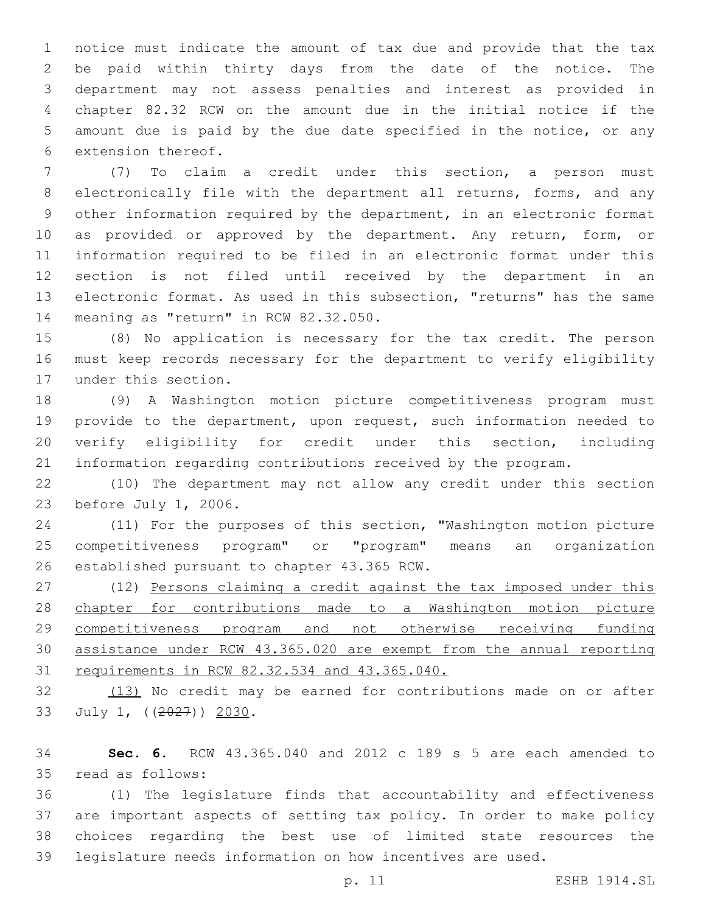notice must indicate the amount of tax due and provide that the tax be paid within thirty days from the date of the notice. The department may not assess penalties and interest as provided in chapter 82.32 RCW on the amount due in the initial notice if the amount due is paid by the due date specified in the notice, or any extension thereof.

(7) To claim a credit under this section, a person must electronically file with the department all returns, forms, and any other information required by the department, in an electronic format as provided or approved by the department. Any return, form, or information required to be filed in an electronic format under this section is not filed until received by the department in an electronic format. As used in this subsection, "returns" has the same meaning as "return" in RCW 82.32.050.

(8) No application is necessary for the tax credit. The person must keep records necessary for the department to verify eligibility under this section.

(9) A Washington motion picture competitiveness program must provide to the department, upon request, such information needed to verify eligibility for credit under this section, including information regarding contributions received by the program.

(10) The department may not allow any credit under this section before July 1, 2006.

(11) For the purposes of this section, "Washington motion picture competitiveness program" or "program" means an organization established pursuant to chapter 43.365 RCW.

(12) <u>Persons claiming a credit against the tax imposed under this chapter for contributions made to a Washington motion picture competitiveness program and not otherwise receiving funding assistance under RCW 43.365.020 are exempt from the annual reporting requirements in RCW 82.32.534 and 43.365.040.</u>

<u>(13)</u> No credit may be earned for contributions made on or after July 1, ((~~2027~~)) <u>2030</u>.

**Sec. 6.** RCW 43.365.040 and 2012 c 189 s 5 are each amended to read as follows:

(1) The legislature finds that accountability and effectiveness are important aspects of setting tax policy. In order to make policy choices regarding the best use of limited state resources the legislature needs information on how incentives are used.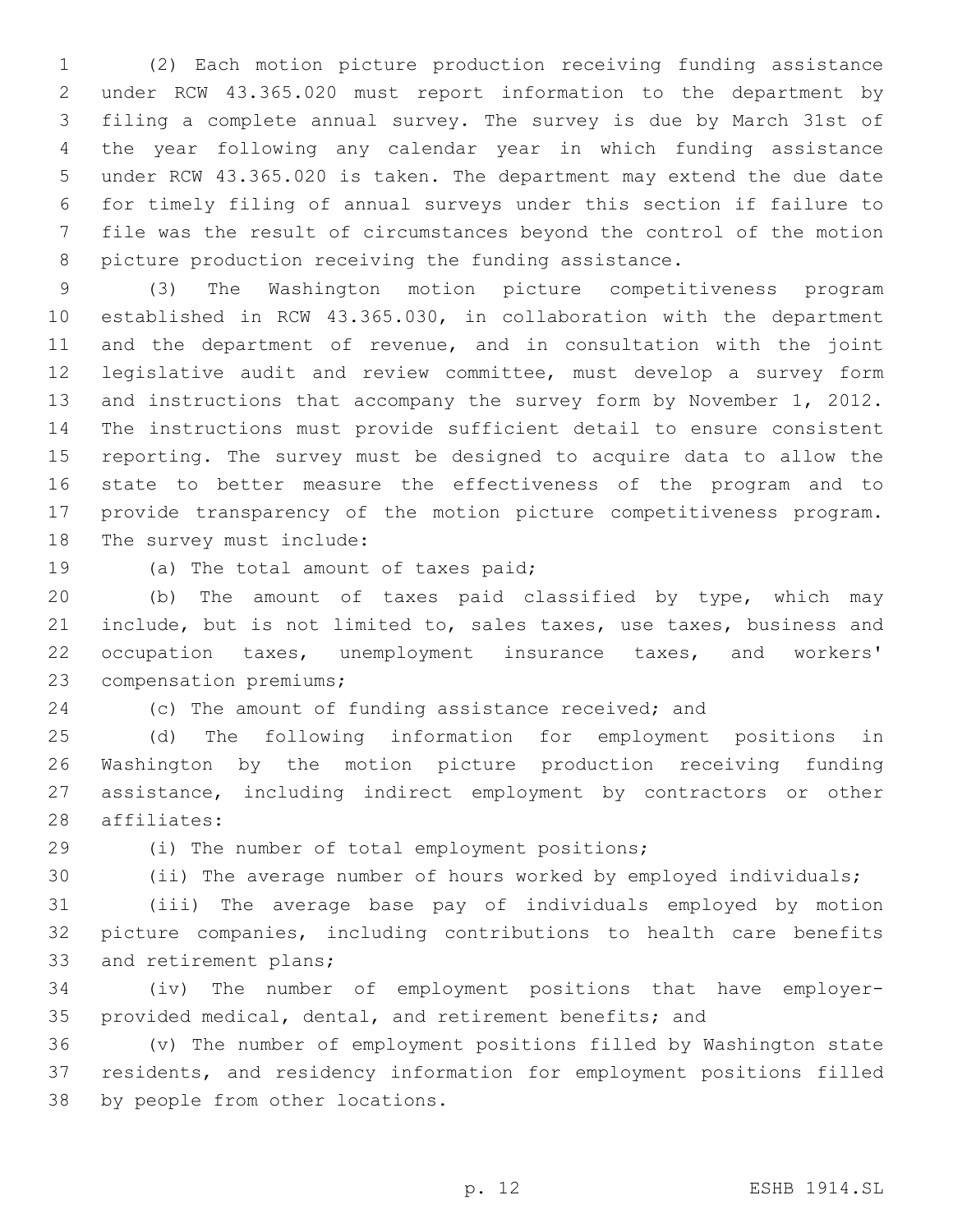(2) Each motion picture production receiving funding assistance under RCW 43.365.020 must report information to the department by filing a complete annual survey. The survey is due by March 31st of the year following any calendar year in which funding assistance under RCW 43.365.020 is taken. The department may extend the due date for timely filing of annual surveys under this section if failure to file was the result of circumstances beyond the control of the motion picture production receiving the funding assistance.

(3) The Washington motion picture competitiveness program established in RCW 43.365.030, in collaboration with the department and the department of revenue, and in consultation with the joint legislative audit and review committee, must develop a survey form and instructions that accompany the survey form by November 1, 2012. The instructions must provide sufficient detail to ensure consistent reporting. The survey must be designed to acquire data to allow the state to better measure the effectiveness of the program and to provide transparency of the motion picture competitiveness program. The survey must include:

(a) The total amount of taxes paid;

(b) The amount of taxes paid classified by type, which may include, but is not limited to, sales taxes, use taxes, business and occupation taxes, unemployment insurance taxes, and workers' compensation premiums;

(c) The amount of funding assistance received; and

(d) The following information for employment positions in Washington by the motion picture production receiving funding assistance, including indirect employment by contractors or other affiliates:

(i) The number of total employment positions;

(ii) The average number of hours worked by employed individuals;

(iii) The average base pay of individuals employed by motion picture companies, including contributions to health care benefits and retirement plans;

(iv) The number of employment positions that have employer-provided medical, dental, and retirement benefits; and

(v) The number of employment positions filled by Washington state residents, and residency information for employment positions filled by people from other locations.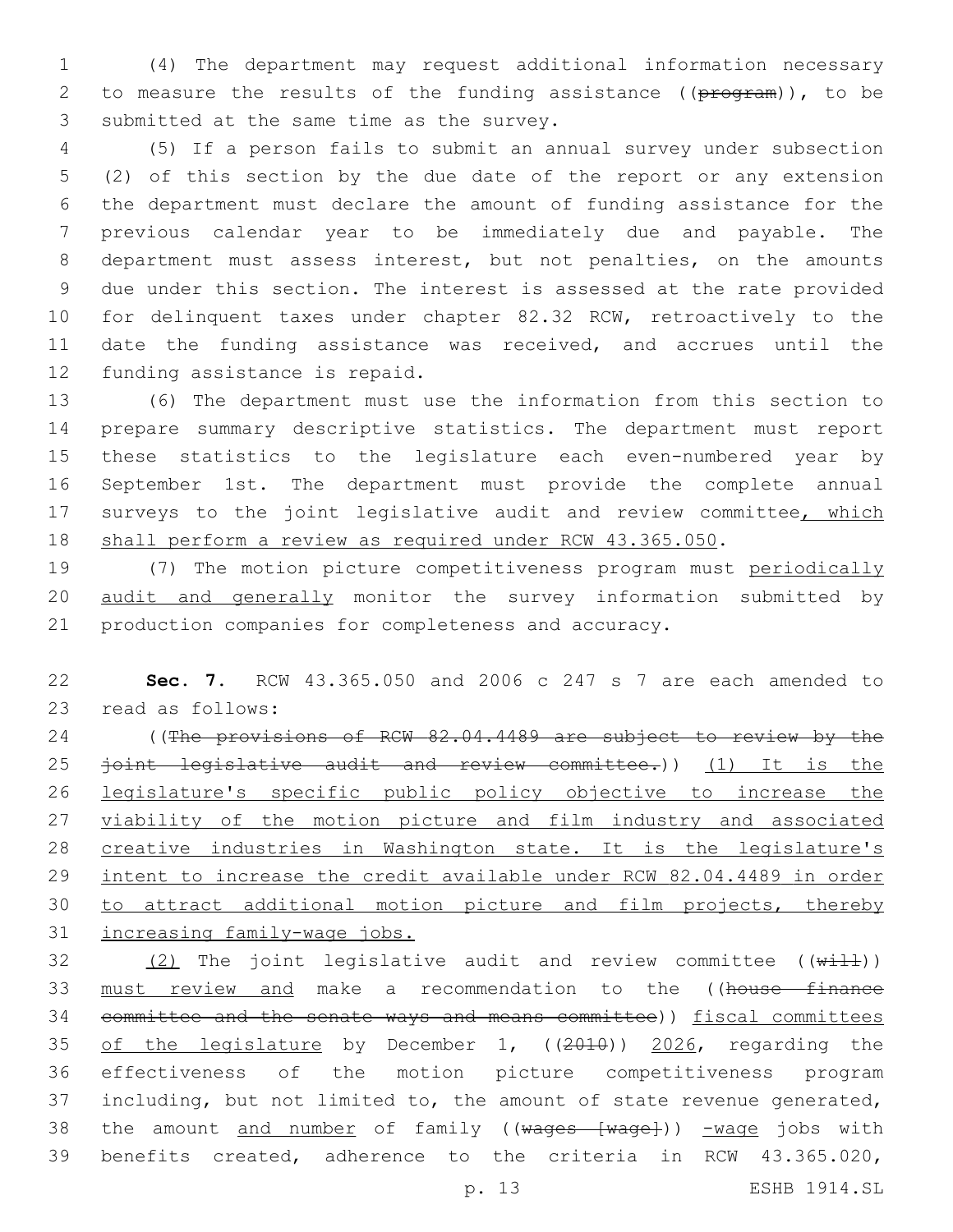(4) The department may request additional information necessary to measure the results of the funding assistance ((~~program~~)), to be submitted at the same time as the survey.

(5) If a person fails to submit an annual survey under subsection (2) of this section by the due date of the report or any extension the department must declare the amount of funding assistance for the previous calendar year to be immediately due and payable. The department must assess interest, but not penalties, on the amounts due under this section. The interest is assessed at the rate provided for delinquent taxes under chapter 82.32 RCW, retroactively to the date the funding assistance was received, and accrues until the funding assistance is repaid.

(6) The department must use the information from this section to prepare summary descriptive statistics. The department must report these statistics to the legislature each even-numbered year by September 1st. The department must provide the complete annual surveys to the joint legislative audit and review committee<u>, which shall perform a review as required under RCW 43.365.050</u>.

(7) The motion picture competitiveness program must <u>periodically audit and generally</u> monitor the survey information submitted by production companies for completeness and accuracy.

**Sec. 7.** RCW 43.365.050 and 2006 c 247 s 7 are each amended to read as follows:

((~~The provisions of RCW 82.04.4489 are subject to review by the joint legislative audit and review committee.~~)) <u>(1) It is the legislature's specific public policy objective to increase the viability of the motion picture and film industry and associated creative industries in Washington state. It is the legislature's intent to increase the credit available under RCW 82.04.4489 in order to attract additional motion picture and film projects, thereby increasing family-wage jobs.</u>

<u>(2)</u> The joint legislative audit and review committee ((~~will~~)) <u>must review and</u> make a recommendation to the ((~~house finance committee and the senate ways and means committee~~)) <u>fiscal committees of the legislature</u> by December 1, ((~~2010~~)) <u>2026</u>, regarding the effectiveness of the motion picture competitiveness program including, but not limited to, the amount of state revenue generated, the amount <u>and number</u> of family ((~~wages [wage]~~)) <u>-wage</u> jobs with benefits created, adherence to the criteria in RCW 43.365.020,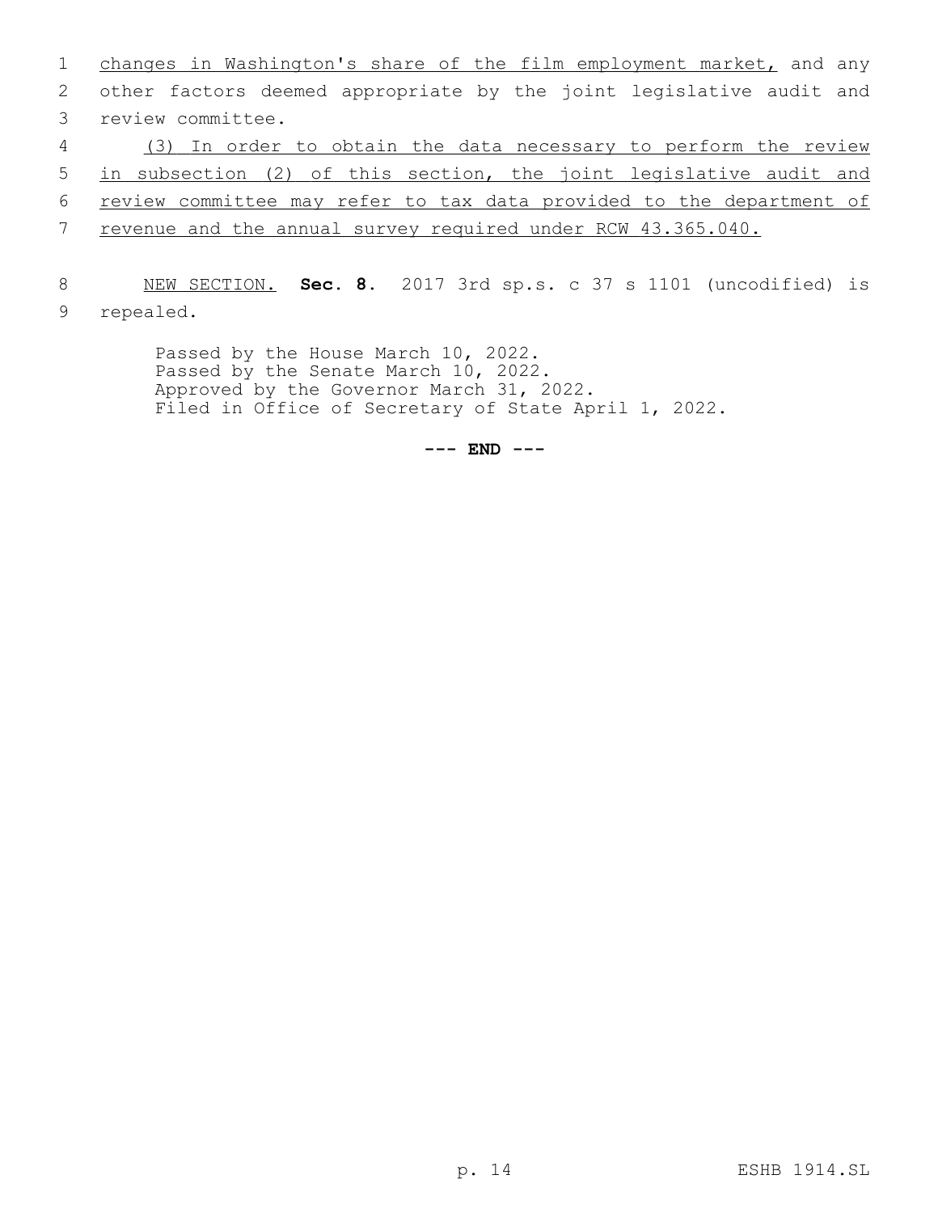changes in Washington's share of the film employment market, and any other factors deemed appropriate by the joint legislative audit and review committee.

(3) In order to obtain the data necessary to perform the review in subsection (2) of this section, the joint legislative audit and review committee may refer to tax data provided to the department of revenue and the annual survey required under RCW 43.365.040.

NEW SECTION. **Sec. 8.** 2017 3rd sp.s. c 37 s 1101 (uncodified) is repealed.

Passed by the House March 10, 2022.
Passed by the Senate March 10, 2022.
Approved by the Governor March 31, 2022.
Filed in Office of Secretary of State April 1, 2022.

**--- END ---**